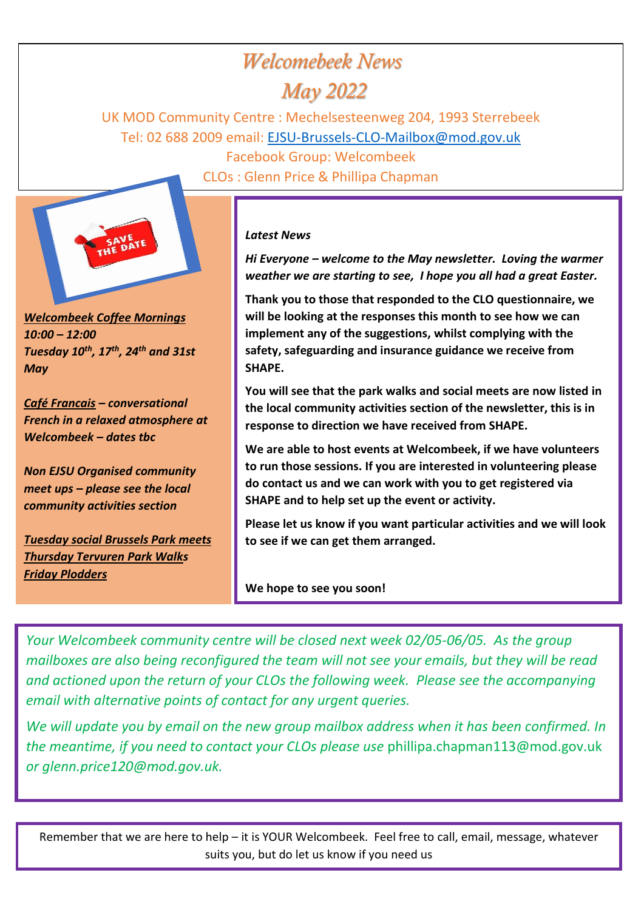# *Welcomebeek News*

## *May 2022*

UK MOD Community Centre : Mechelsesteenweg 204, 1993 Sterrebeek

Tel: 02 688 2009 email: EJSU-Brussels-CLO-Mailbox@mod.gov.uk

Facebook Group: Welcombeek

CLOs : Glenn Price & Phillipa Chapman

***Welcombeek Coffee Mornings***
***10:00 – 12:00***
***Tuesday 10th, 17th, 24th and 31st May***

***Café Francais – conversational French in a relaxed atmosphere at Welcombeek – dates tbc***

***Non EJSU Organised community meet ups – please see the local community activities section***

***Tuesday social Brussels Park meets***
***Thursday Tervuren Park Walks***
***Friday Plodders***

***Latest News***

***Hi Everyone – welcome to the May newsletter. Loving the warmer weather we are starting to see, I hope you all had a great Easter.***

**Thank you to those that responded to the CLO questionnaire, we will be looking at the responses this month to see how we can implement any of the suggestions, whilst complying with the safety, safeguarding and insurance guidance we receive from SHAPE.**

**You will see that the park walks and social meets are now listed in the local community activities section of the newsletter, this is in response to direction we have received from SHAPE.**

**We are able to host events at Welcombeek, if we have volunteers to run those sessions. If you are interested in volunteering please do contact us and we can work with you to get registered via SHAPE and to help set up the event or activity.**

**Please let us know if you want particular activities and we will look to see if we can get them arranged.**

**We hope to see you soon!**

*Your Welcombeek community centre will be closed next week 02/05-06/05. As the group mailboxes are also being reconfigured the team will not see your emails, but they will be read and actioned upon the return of your CLOs the following week. Please see the accompanying email with alternative points of contact for any urgent queries.*

*We will update you by email on the new group mailbox address when it has been confirmed. In the meantime, if you need to contact your CLOs please use* phillipa.chapman113@mod.gov.uk *or glenn.price120@mod.gov.uk.*

Remember that we are here to help – it is YOUR Welcombeek. Feel free to call, email, message, whatever suits you, but do let us know if you need us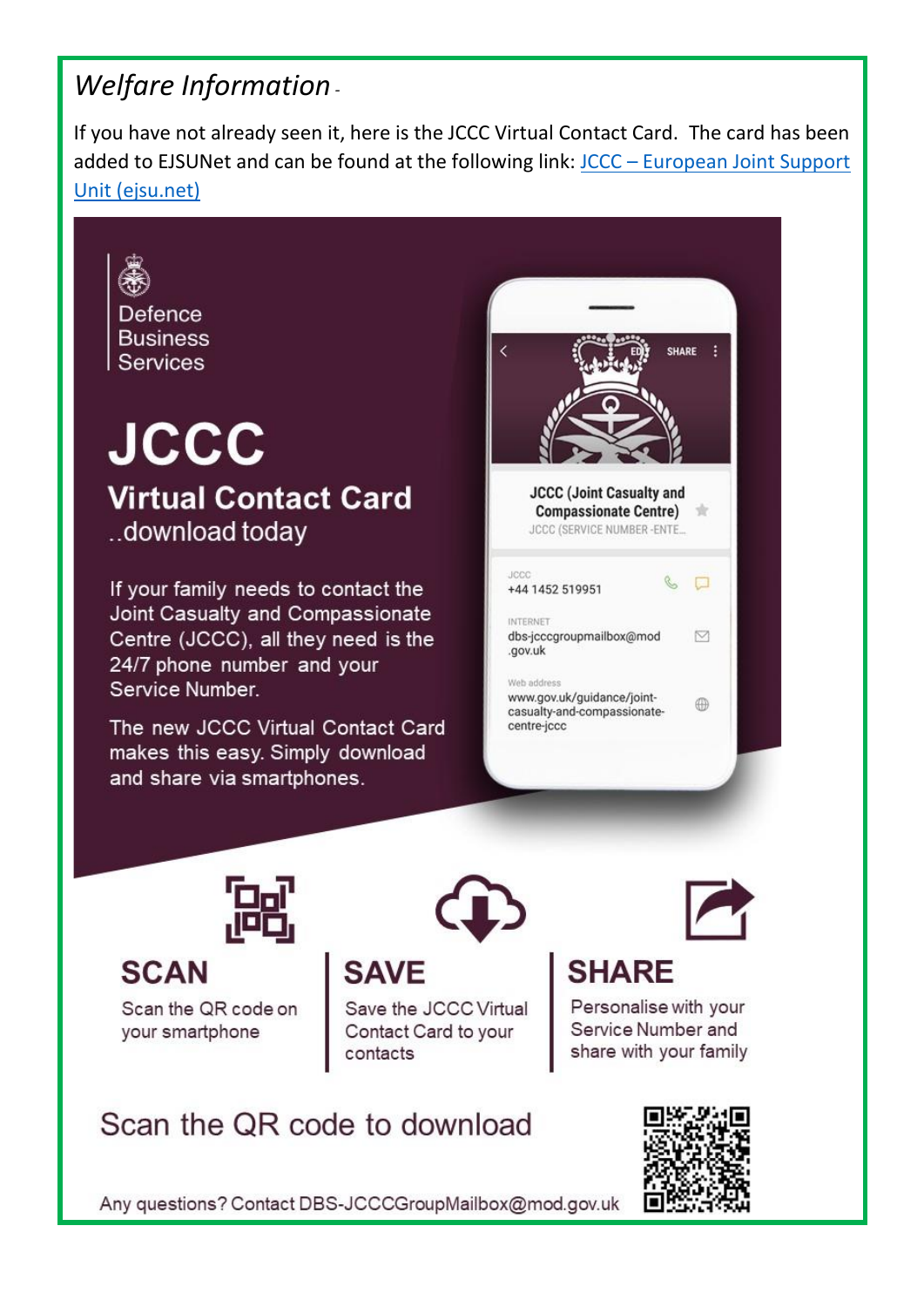## *Welfare Information* -

If you have not already seen it, here is the JCCC Virtual Contact Card. The card has been added to EJSUNet and can be found at the following link: [JCCC – European Joint Support Unit (ejsu.net)](JCCC – European Joint Support Unit (ejsu.net))

Defence Business Services

# JCCC

## Virtual Contact Card

..download today

If your family needs to contact the Joint Casualty and Compassionate Centre (JCCC), all they need is the 24/7 phone number and your Service Number.

The new JCCC Virtual Contact Card makes this easy. Simply download and share via smartphones.

JCCC (Joint Casualty and Compassionate Centre)
JCCC (SERVICE NUMBER -ENTE...

JCCC
+44 1452 519951

INTERNET
dbs-jcccgroupmailbox@mod.gov.uk

Web address
www.gov.uk/guidance/joint-casualty-and-compassionate-centre-jccc

**SCAN**
Scan the QR code on your smartphone

**SAVE**
Save the JCCC Virtual Contact Card to your contacts

**SHARE**
Personalise with your Service Number and share with your family

Scan the QR code to download

Any questions? Contact DBS-JCCCGroupMailbox@mod.gov.uk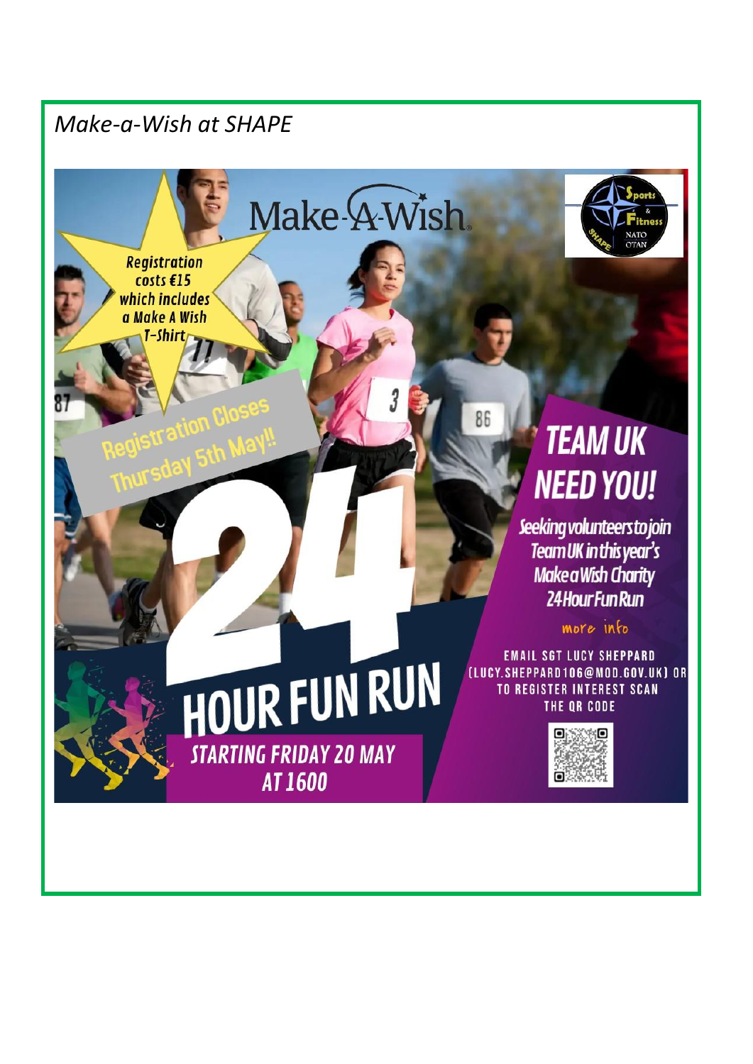*Make-a-Wish at SHAPE*

Make-A-Wish

Registration costs €15 which includes a Make A Wish T-Shirt

Registration Closes Thursday 5th May!!

# TEAM UK NEED YOU!

Seeking volunteers to join Team UK in this year's Make a Wish Charity 24 Hour Fun Run

# 24 HOUR FUN RUN

STARTING FRIDAY 20 MAY AT 1600

more info

EMAIL SGT LUCY SHEPPARD (LUCY.SHEPPARD106@MOD.GOV.UK) OR TO REGISTER INTEREST SCAN THE QR CODE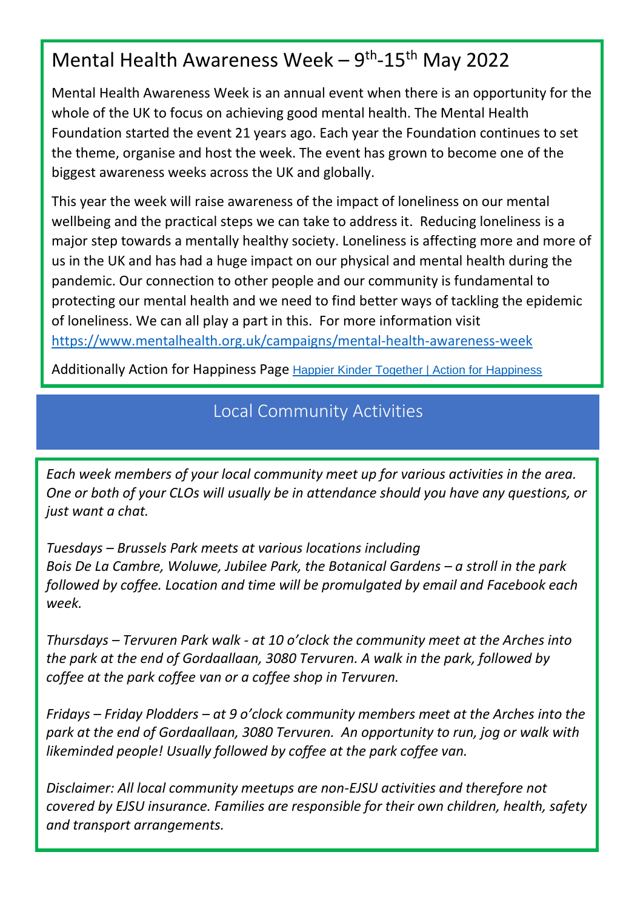# Mental Health Awareness Week – 9th-15th May 2022

Mental Health Awareness Week is an annual event when there is an opportunity for the whole of the UK to focus on achieving good mental health. The Mental Health Foundation started the event 21 years ago. Each year the Foundation continues to set the theme, organise and host the week. The event has grown to become one of the biggest awareness weeks across the UK and globally.

This year the week will raise awareness of the impact of loneliness on our mental wellbeing and the practical steps we can take to address it. Reducing loneliness is a major step towards a mentally healthy society. Loneliness is affecting more and more of us in the UK and has had a huge impact on our physical and mental health during the pandemic. Our connection to other people and our community is fundamental to protecting our mental health and we need to find better ways of tackling the epidemic of loneliness. We can all play a part in this. For more information visit https://www.mentalhealth.org.uk/campaigns/mental-health-awareness-week

Additionally Action for Happiness Page Happier Kinder Together | Action for Happiness

## Local Community Activities

*Each week members of your local community meet up for various activities in the area. One or both of your CLOs will usually be in attendance should you have any questions, or just want a chat.*

*Tuesdays – Brussels Park meets at various locations including Bois De La Cambre, Woluwe, Jubilee Park, the Botanical Gardens – a stroll in the park followed by coffee. Location and time will be promulgated by email and Facebook each week.*

*Thursdays – Tervuren Park walk - at 10 o'clock the community meet at the Arches into the park at the end of Gordaallaan, 3080 Tervuren. A walk in the park, followed by coffee at the park coffee van or a coffee shop in Tervuren.*

*Fridays – Friday Plodders – at 9 o'clock community members meet at the Arches into the park at the end of Gordaallaan, 3080 Tervuren. An opportunity to run, jog or walk with likeminded people! Usually followed by coffee at the park coffee van.*

*Disclaimer: All local community meetups are non-EJSU activities and therefore not covered by EJSU insurance. Families are responsible for their own children, health, safety and transport arrangements.*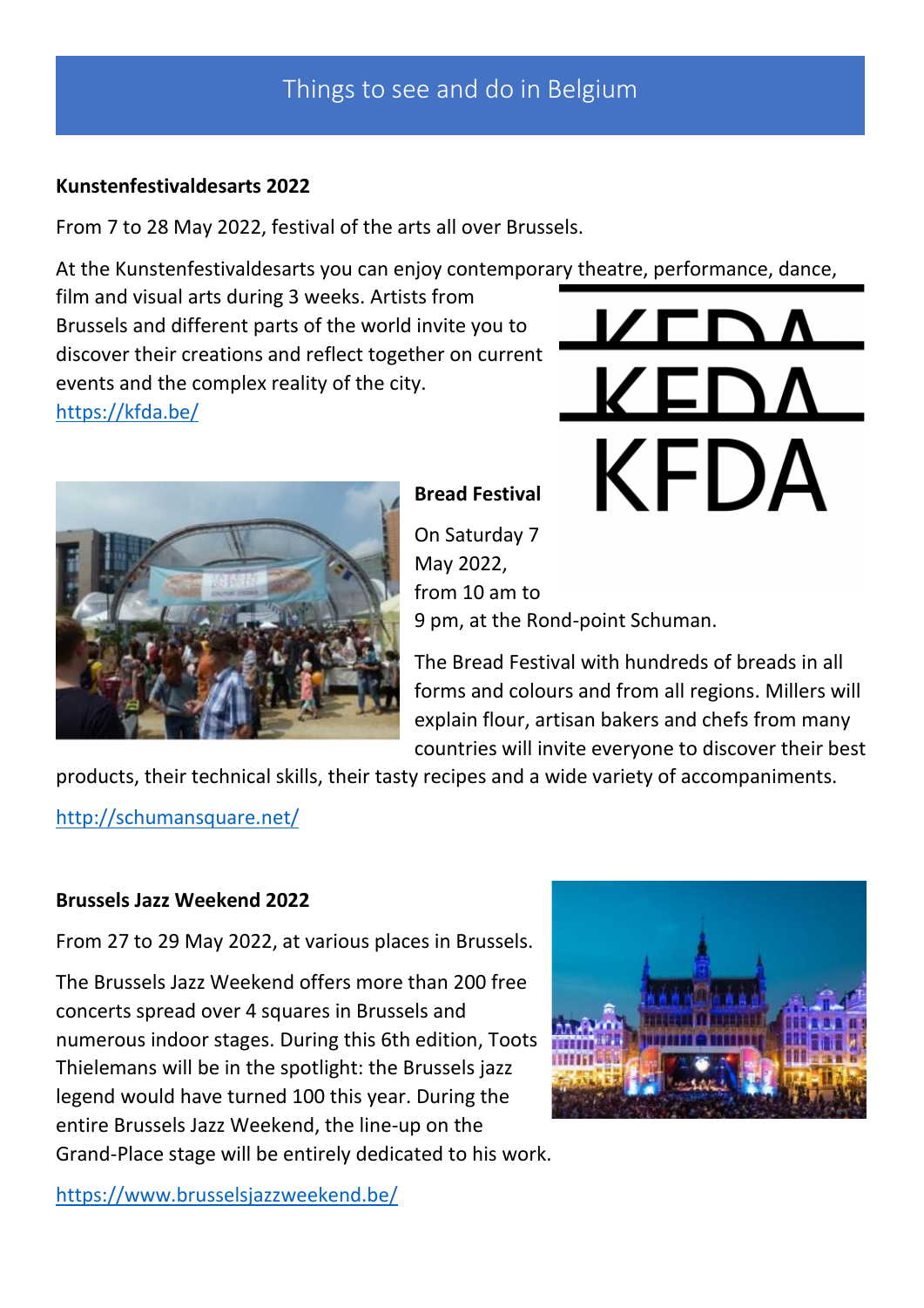# Things to see and do in Belgium

**Kunstenfestivaldesarts 2022**

From 7 to 28 May 2022, festival of the arts all over Brussels.

At the Kunstenfestivaldesarts you can enjoy contemporary theatre, performance, dance, film and visual arts during 3 weeks. Artists from Brussels and different parts of the world invite you to discover their creations and reflect together on current events and the complex reality of the city.
https://kfda.be/

**Bread Festival**

On Saturday 7 May 2022, from 10 am to 9 pm, at the Rond-point Schuman.

The Bread Festival with hundreds of breads in all forms and colours and from all regions. Millers will explain flour, artisan bakers and chefs from many countries will invite everyone to discover their best products, their technical skills, their tasty recipes and a wide variety of accompaniments.

http://schumansquare.net/

**Brussels Jazz Weekend 2022**

From 27 to 29 May 2022, at various places in Brussels.

The Brussels Jazz Weekend offers more than 200 free concerts spread over 4 squares in Brussels and numerous indoor stages. During this 6th edition, Toots Thielemans will be in the spotlight: the Brussels jazz legend would have turned 100 this year. During the entire Brussels Jazz Weekend, the line-up on the Grand-Place stage will be entirely dedicated to his work.

https://www.brusselsjazzweekend.be/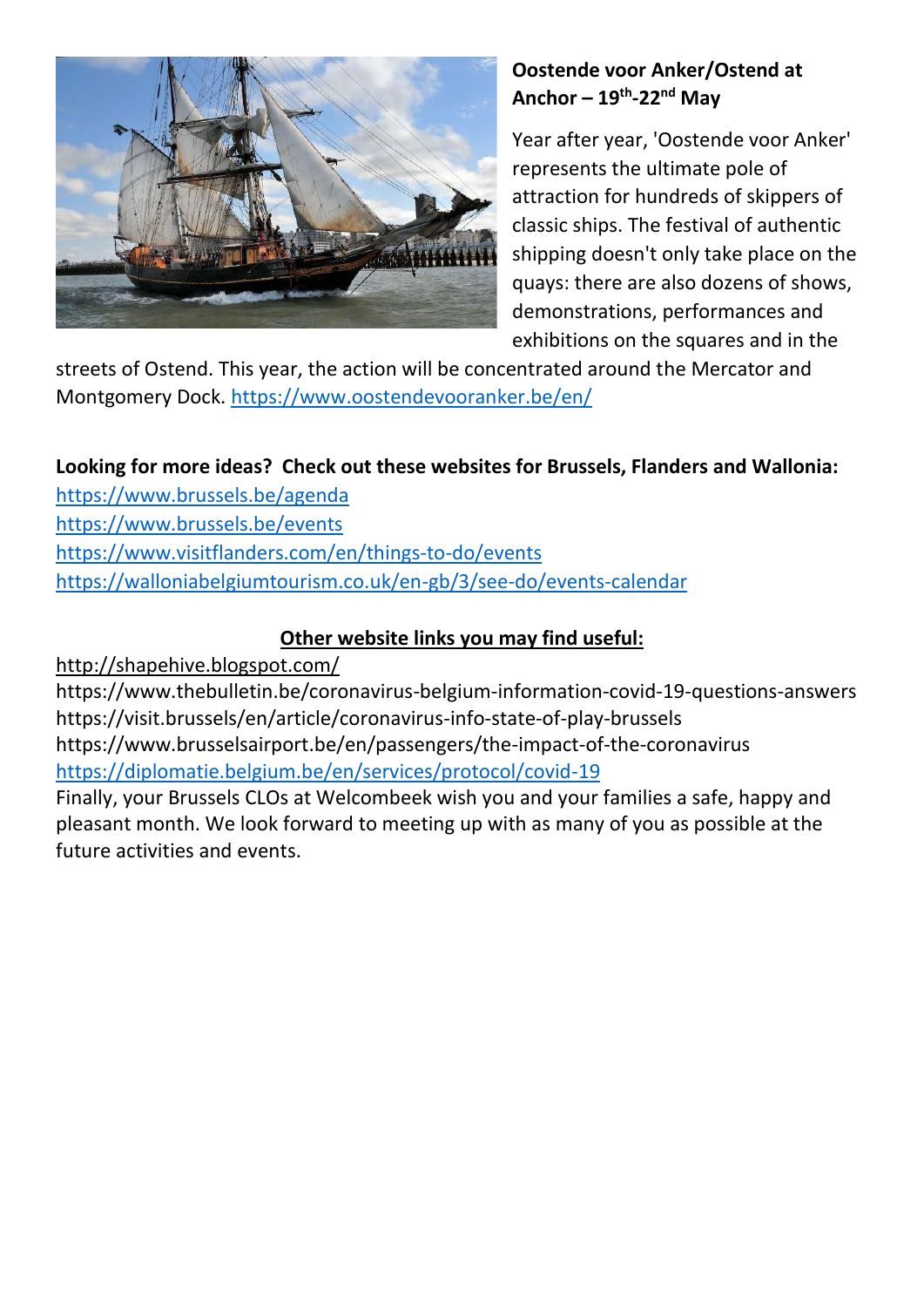**Oostende voor Anker/Ostend at Anchor – 19th-22nd May**

Year after year, 'Oostende voor Anker' represents the ultimate pole of attraction for hundreds of skippers of classic ships. The festival of authentic shipping doesn't only take place on the quays: there are also dozens of shows, demonstrations, performances and exhibitions on the squares and in the streets of Ostend. This year, the action will be concentrated around the Mercator and Montgomery Dock. https://www.oostendevooranker.be/en/

**Looking for more ideas? Check out these websites for Brussels, Flanders and Wallonia:**

https://www.brussels.be/agenda
https://www.brussels.be/events
https://www.visitflanders.com/en/things-to-do/events
https://walloniabelgiumtourism.co.uk/en-gb/3/see-do/events-calendar

**Other website links you may find useful:**

http://shapehive.blogspot.com/
https://www.thebulletin.be/coronavirus-belgium-information-covid-19-questions-answers
https://visit.brussels/en/article/coronavirus-info-state-of-play-brussels
https://www.brusselsairport.be/en/passengers/the-impact-of-the-coronavirus
https://diplomatie.belgium.be/en/services/protocol/covid-19

Finally, your Brussels CLOs at Welcombeek wish you and your families a safe, happy and pleasant month. We look forward to meeting up with as many of you as possible at the future activities and events.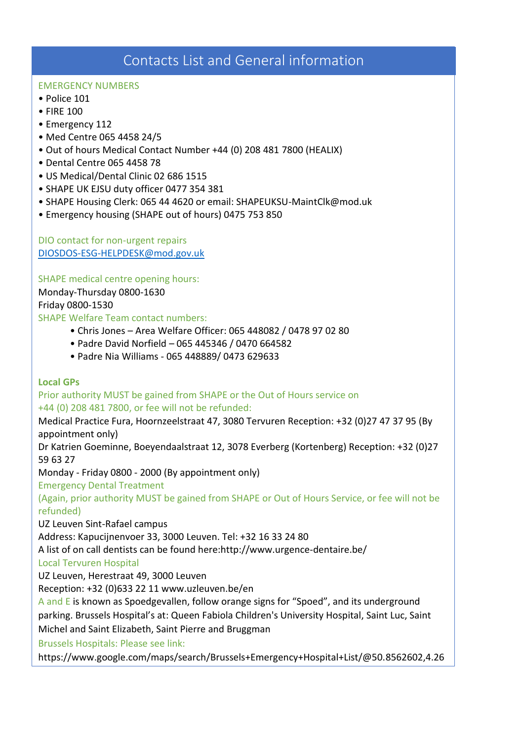# Contacts List and General information

EMERGENCY NUMBERS

- Police 101
- FIRE 100
- Emergency 112
- Med Centre 065 4458 24/5
- Out of hours Medical Contact Number +44 (0) 208 481 7800 (HEALIX)
- Dental Centre 065 4458 78
- US Medical/Dental Clinic 02 686 1515
- SHAPE UK EJSU duty officer 0477 354 381
- SHAPE Housing Clerk: 065 44 4620 or email: SHAPEUKSU-MaintClk@mod.uk
- Emergency housing (SHAPE out of hours) 0475 753 850

DIO contact for non-urgent repairs
DIOSDOS-ESG-HELPDESK@mod.gov.uk

SHAPE medical centre opening hours:
Monday-Thursday 0800-1630
Friday 0800-1530

SHAPE Welfare Team contact numbers:

- Chris Jones – Area Welfare Officer: 065 448082 / 0478 97 02 80
- Padre David Norfield – 065 445346 / 0470 664582
- Padre Nia Williams - 065 448889/ 0473 629633

**Local GPs**

Prior authority MUST be gained from SHAPE or the Out of Hours service on +44 (0) 208 481 7800, or fee will not be refunded:

Medical Practice Fura, Hoornzeelstraat 47, 3080 Tervuren Reception: +32 (0)27 47 37 95 (By appointment only)

Dr Katrien Goeminne, Boeyendaalstraat 12, 3078 Everberg (Kortenberg) Reception: +32 (0)27 59 63 27
Monday - Friday 0800 - 2000 (By appointment only)

Emergency Dental Treatment
(Again, prior authority MUST be gained from SHAPE or Out of Hours Service, or fee will not be refunded)

UZ Leuven Sint-Rafael campus
Address: Kapucijnenvoer 33, 3000 Leuven. Tel: +32 16 33 24 80
A list of on call dentists can be found here:http://www.urgence-dentaire.be/

Local Tervuren Hospital
UZ Leuven, Herestraat 49, 3000 Leuven
Reception: +32 (0)633 22 11 www.uzleuven.be/en

A and E is known as Spoedgevallen, follow orange signs for "Spoed", and its underground parking. Brussels Hospital's at: Queen Fabiola Children's University Hospital, Saint Luc, Saint Michel and Saint Elizabeth, Saint Pierre and Bruggman

Brussels Hospitals: Please see link:
https://www.google.com/maps/search/Brussels+Emergency+Hospital+List/@50.8562602,4.26